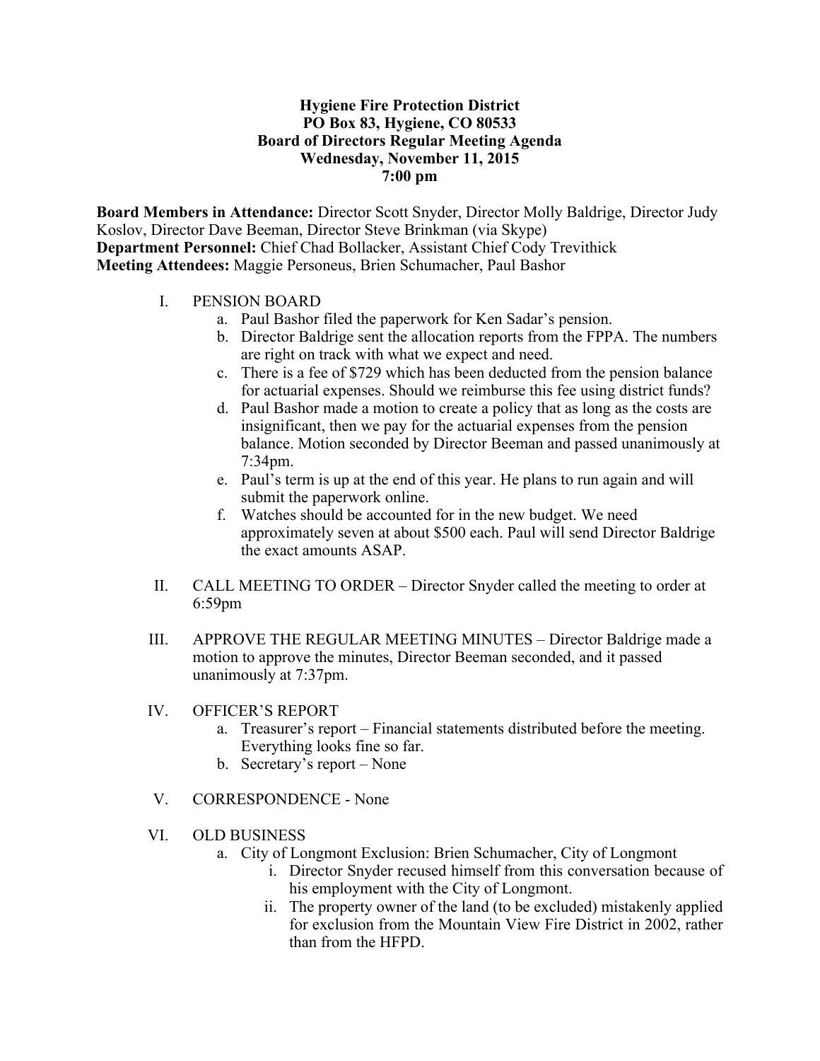**Hygiene Fire Protection District**
**PO Box 83, Hygiene, CO 80533**
**Board of Directors Regular Meeting Agenda**
**Wednesday, November 11, 2015**
**7:00 pm**

**Board Members in Attendance:** Director Scott Snyder, Director Molly Baldrige, Director Judy Koslov, Director Dave Beeman, Director Steve Brinkman (via Skype)
**Department Personnel:** Chief Chad Bollacker, Assistant Chief Cody Trevithick
**Meeting Attendees:** Maggie Personeus, Brien Schumacher, Paul Bashor

I. PENSION BOARD
   a. Paul Bashor filed the paperwork for Ken Sadar's pension.
   b. Director Baldrige sent the allocation reports from the FPPA. The numbers are right on track with what we expect and need.
   c. There is a fee of $729 which has been deducted from the pension balance for actuarial expenses. Should we reimburse this fee using district funds?
   d. Paul Bashor made a motion to create a policy that as long as the costs are insignificant, then we pay for the actuarial expenses from the pension balance. Motion seconded by Director Beeman and passed unanimously at 7:34pm.
   e. Paul's term is up at the end of this year. He plans to run again and will submit the paperwork online.
   f. Watches should be accounted for in the new budget. We need approximately seven at about $500 each. Paul will send Director Baldrige the exact amounts ASAP.

II. CALL MEETING TO ORDER – Director Snyder called the meeting to order at 6:59pm

III. APPROVE THE REGULAR MEETING MINUTES – Director Baldrige made a motion to approve the minutes, Director Beeman seconded, and it passed unanimously at 7:37pm.

IV. OFFICER'S REPORT
   a. Treasurer's report – Financial statements distributed before the meeting. Everything looks fine so far.
   b. Secretary's report – None

V. CORRESPONDENCE - None

VI. OLD BUSINESS
   a. City of Longmont Exclusion: Brien Schumacher, City of Longmont
      i. Director Snyder recused himself from this conversation because of his employment with the City of Longmont.
      ii. The property owner of the land (to be excluded) mistakenly applied for exclusion from the Mountain View Fire District in 2002, rather than from the HFPD.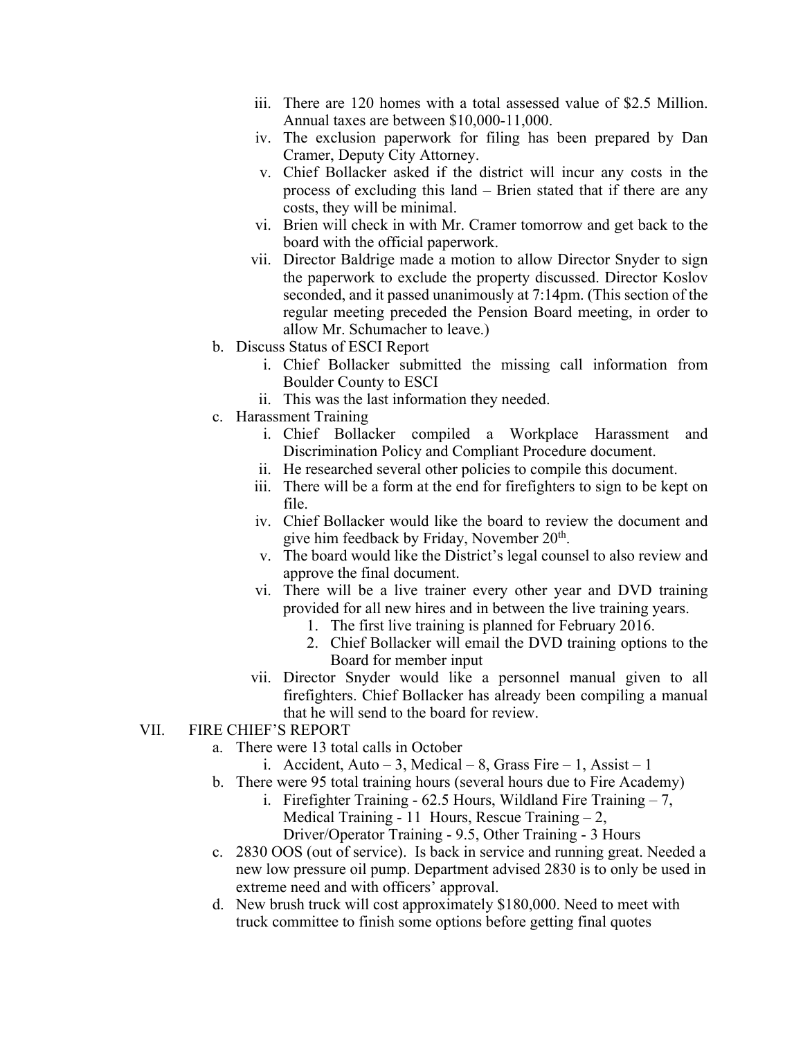iii. There are 120 homes with a total assessed value of $2.5 Million. Annual taxes are between $10,000-11,000.

iv. The exclusion paperwork for filing has been prepared by Dan Cramer, Deputy City Attorney.

v. Chief Bollacker asked if the district will incur any costs in the process of excluding this land – Brien stated that if there are any costs, they will be minimal.

vi. Brien will check in with Mr. Cramer tomorrow and get back to the board with the official paperwork.

vii. Director Baldrige made a motion to allow Director Snyder to sign the paperwork to exclude the property discussed. Director Koslov seconded, and it passed unanimously at 7:14pm. (This section of the regular meeting preceded the Pension Board meeting, in order to allow Mr. Schumacher to leave.)

b. Discuss Status of ESCI Report

i. Chief Bollacker submitted the missing call information from Boulder County to ESCI

ii. This was the last information they needed.

c. Harassment Training

i. Chief Bollacker compiled a Workplace Harassment and Discrimination Policy and Compliant Procedure document.

ii. He researched several other policies to compile this document.

iii. There will be a form at the end for firefighters to sign to be kept on file.

iv. Chief Bollacker would like the board to review the document and give him feedback by Friday, November 20th.

v. The board would like the District's legal counsel to also review and approve the final document.

vi. There will be a live trainer every other year and DVD training provided for all new hires and in between the live training years.

1. The first live training is planned for February 2016.
2. Chief Bollacker will email the DVD training options to the Board for member input

vii. Director Snyder would like a personnel manual given to all firefighters. Chief Bollacker has already been compiling a manual that he will send to the board for review.

VII. FIRE CHIEF'S REPORT

a. There were 13 total calls in October

i. Accident, Auto – 3, Medical – 8, Grass Fire – 1, Assist – 1

b. There were 95 total training hours (several hours due to Fire Academy)

i. Firefighter Training - 62.5 Hours, Wildland Fire Training – 7, Medical Training - 11 Hours, Rescue Training – 2, Driver/Operator Training - 9.5, Other Training - 3 Hours

c. 2830 OOS (out of service). Is back in service and running great. Needed a new low pressure oil pump. Department advised 2830 is to only be used in extreme need and with officers' approval.

d. New brush truck will cost approximately $180,000. Need to meet with truck committee to finish some options before getting final quotes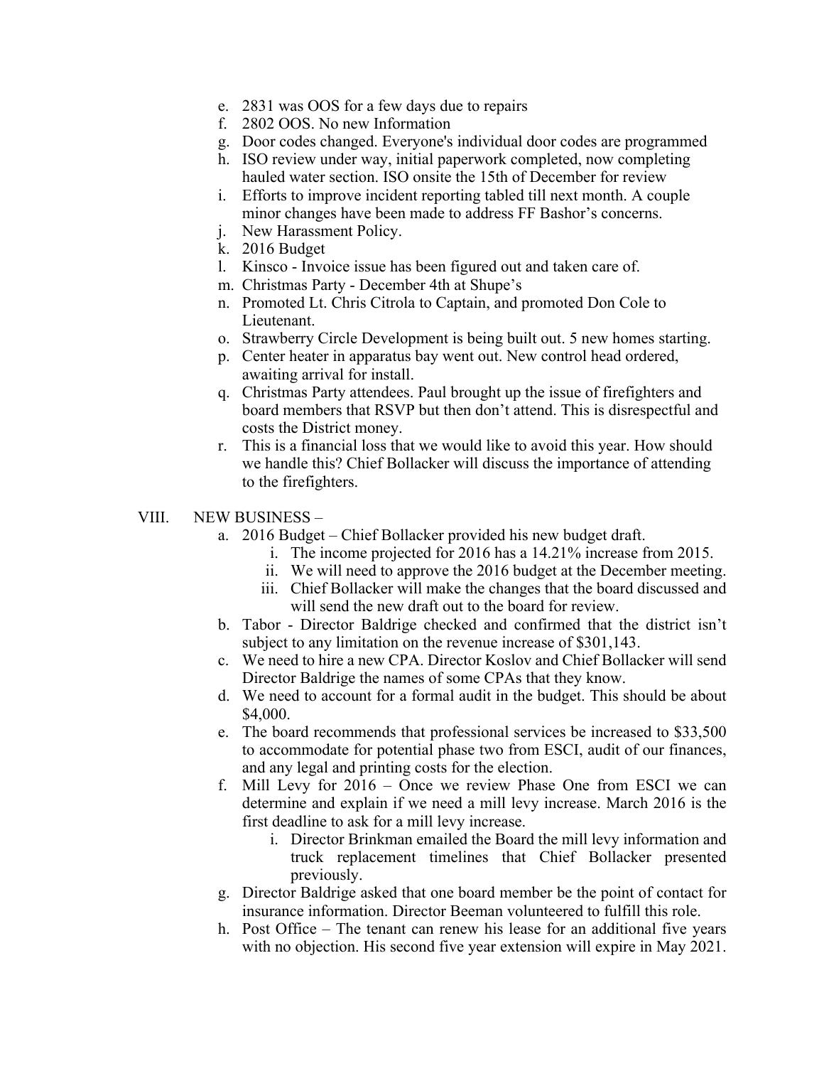e. 2831 was OOS for a few days due to repairs
f. 2802 OOS. No new Information
g. Door codes changed. Everyone's individual door codes are programmed
h. ISO review under way, initial paperwork completed, now completing hauled water section. ISO onsite the 15th of December for review
i. Efforts to improve incident reporting tabled till next month. A couple minor changes have been made to address FF Bashor's concerns.
j. New Harassment Policy.
k. 2016 Budget
l. Kinsco - Invoice issue has been figured out and taken care of.
m. Christmas Party - December 4th at Shupe's
n. Promoted Lt. Chris Citrola to Captain, and promoted Don Cole to Lieutenant.
o. Strawberry Circle Development is being built out. 5 new homes starting.
p. Center heater in apparatus bay went out. New control head ordered, awaiting arrival for install.
q. Christmas Party attendees. Paul brought up the issue of firefighters and board members that RSVP but then don't attend. This is disrespectful and costs the District money.
r. This is a financial loss that we would like to avoid this year. How should we handle this? Chief Bollacker will discuss the importance of attending to the firefighters.

VIII. NEW BUSINESS –

a. 2016 Budget – Chief Bollacker provided his new budget draft.
   i. The income projected for 2016 has a 14.21% increase from 2015.
   ii. We will need to approve the 2016 budget at the December meeting.
   iii. Chief Bollacker will make the changes that the board discussed and will send the new draft out to the board for review.
b. Tabor - Director Baldrige checked and confirmed that the district isn't subject to any limitation on the revenue increase of $301,143.
c. We need to hire a new CPA. Director Koslov and Chief Bollacker will send Director Baldrige the names of some CPAs that they know.
d. We need to account for a formal audit in the budget. This should be about $4,000.
e. The board recommends that professional services be increased to $33,500 to accommodate for potential phase two from ESCI, audit of our finances, and any legal and printing costs for the election.
f. Mill Levy for 2016 – Once we review Phase One from ESCI we can determine and explain if we need a mill levy increase. March 2016 is the first deadline to ask for a mill levy increase.
   i. Director Brinkman emailed the Board the mill levy information and truck replacement timelines that Chief Bollacker presented previously.
g. Director Baldrige asked that one board member be the point of contact for insurance information. Director Beeman volunteered to fulfill this role.
h. Post Office – The tenant can renew his lease for an additional five years with no objection. His second five year extension will expire in May 2021.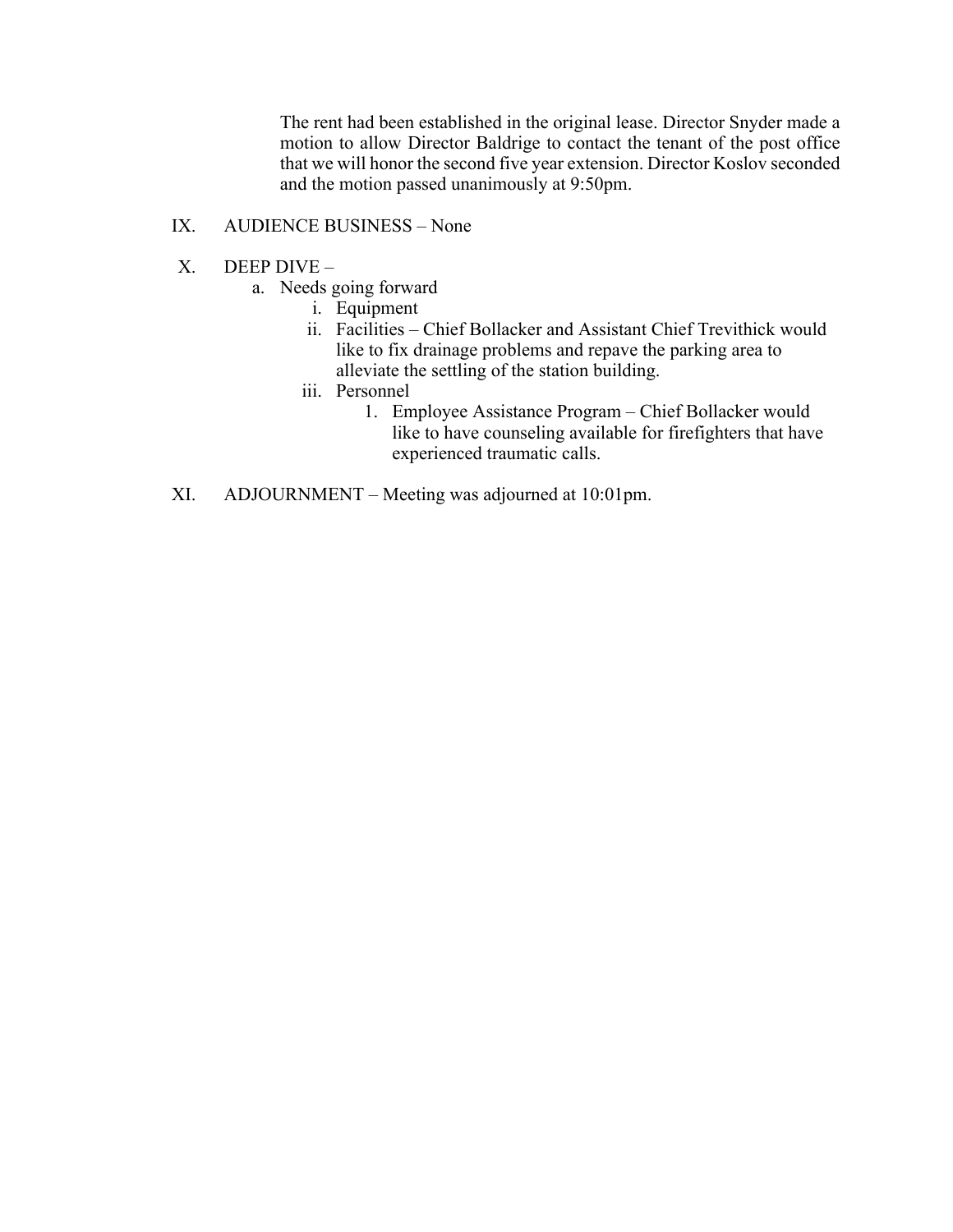The rent had been established in the original lease. Director Snyder made a motion to allow Director Baldrige to contact the tenant of the post office that we will honor the second five year extension. Director Koslov seconded and the motion passed unanimously at 9:50pm.

IX. AUDIENCE BUSINESS – None

X. DEEP DIVE –

   a. Needs going forward

      i. Equipment

      ii. Facilities – Chief Bollacker and Assistant Chief Trevithick would like to fix drainage problems and repave the parking area to alleviate the settling of the station building.

      iii. Personnel

         1. Employee Assistance Program – Chief Bollacker would like to have counseling available for firefighters that have experienced traumatic calls.

XI. ADJOURNMENT – Meeting was adjourned at 10:01pm.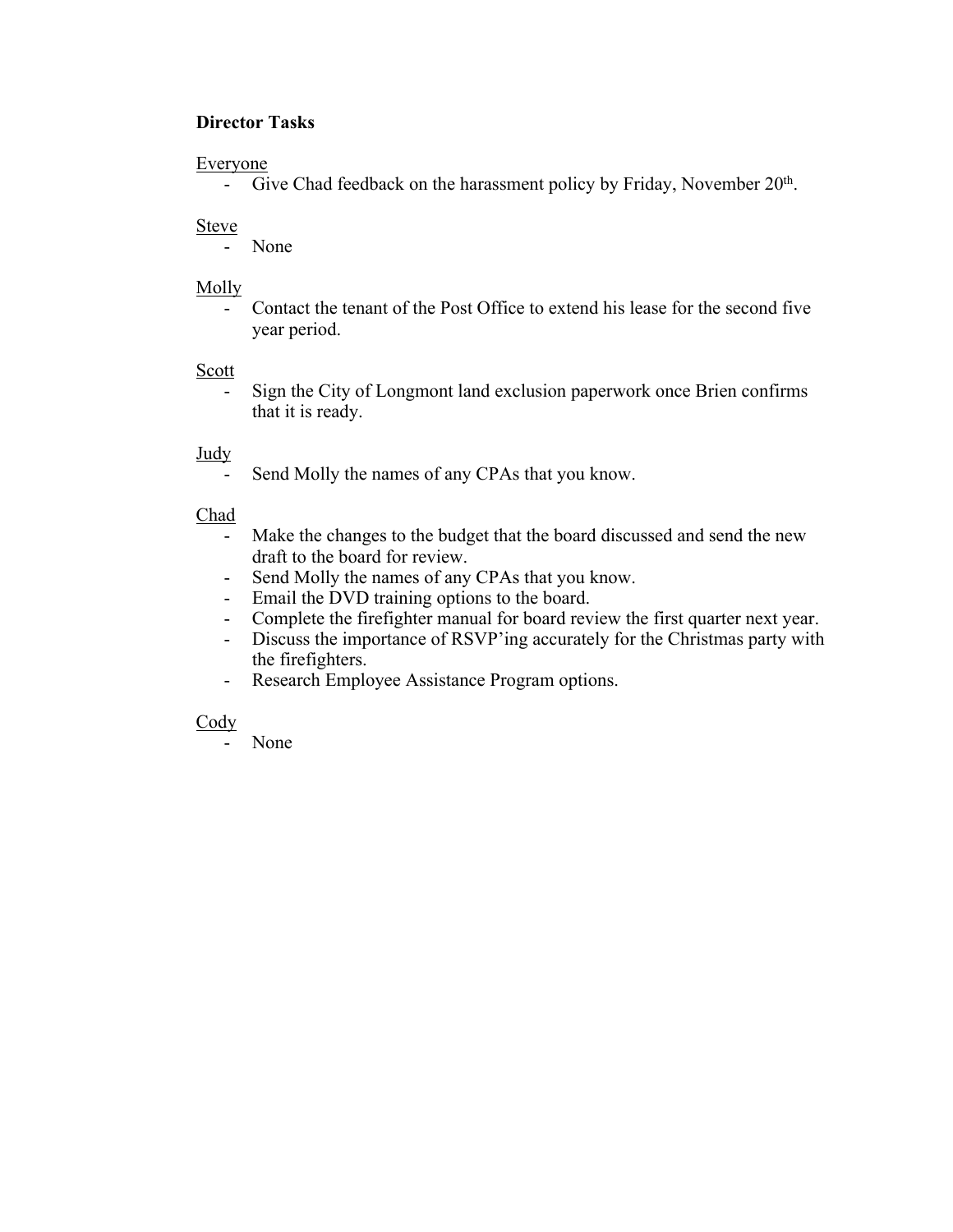**Director Tasks**

Everyone

- Give Chad feedback on the harassment policy by Friday, November 20th.

Steve

- None

Molly

- Contact the tenant of the Post Office to extend his lease for the second five year period.

Scott

- Sign the City of Longmont land exclusion paperwork once Brien confirms that it is ready.

Judy

- Send Molly the names of any CPAs that you know.

Chad

- Make the changes to the budget that the board discussed and send the new draft to the board for review.
- Send Molly the names of any CPAs that you know.
- Email the DVD training options to the board.
- Complete the firefighter manual for board review the first quarter next year.
- Discuss the importance of RSVP'ing accurately for the Christmas party with the firefighters.
- Research Employee Assistance Program options.

Cody

- None